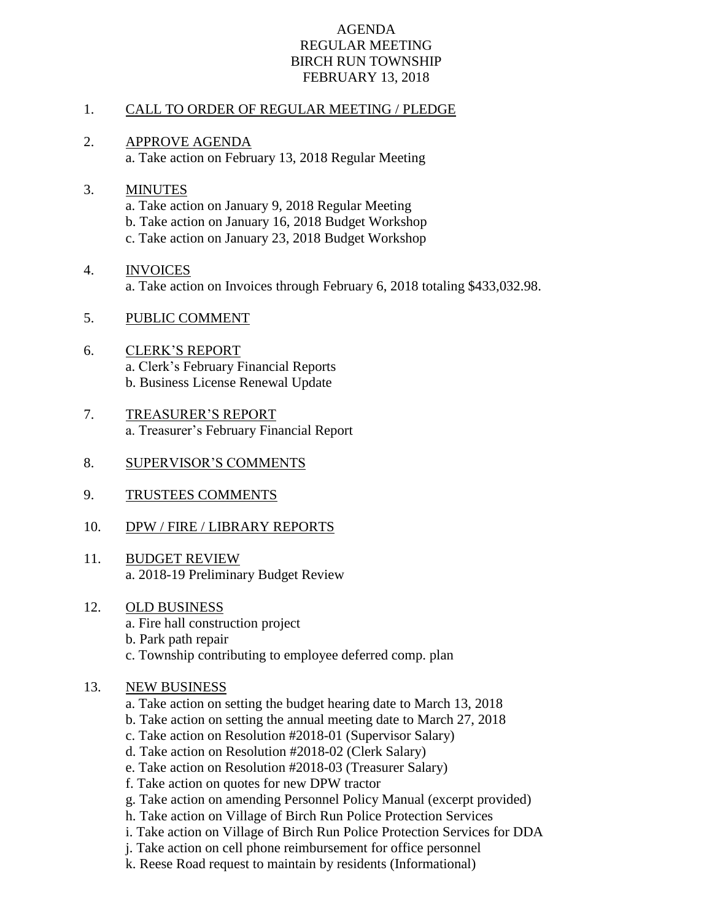# AGENDA
## REGULAR MEETING
## BIRCH RUN TOWNSHIP
## FEBRUARY 13, 2018

1. CALL TO ORDER OF REGULAR MEETING / PLEDGE

2. APPROVE AGENDA
   a. Take action on February 13, 2018 Regular Meeting

3. MINUTES
   a. Take action on January 9, 2018 Regular Meeting
   b. Take action on January 16, 2018 Budget Workshop
   c. Take action on January 23, 2018 Budget Workshop

4. INVOICES
   a. Take action on Invoices through February 6, 2018 totaling $433,032.98.

5. PUBLIC COMMENT

6. CLERK'S REPORT
   a. Clerk's February Financial Reports
   b. Business License Renewal Update

7. TREASURER'S REPORT
   a. Treasurer's February Financial Report

8. SUPERVISOR'S COMMENTS

9. TRUSTEES COMMENTS

10. DPW / FIRE / LIBRARY REPORTS

11. BUDGET REVIEW
    a. 2018-19 Preliminary Budget Review

12. OLD BUSINESS
    a. Fire hall construction project
    b. Park path repair
    c. Township contributing to employee deferred comp. plan

13. NEW BUSINESS
    a. Take action on setting the budget hearing date to March 13, 2018
    b. Take action on setting the annual meeting date to March 27, 2018
    c. Take action on Resolution #2018-01 (Supervisor Salary)
    d. Take action on Resolution #2018-02 (Clerk Salary)
    e. Take action on Resolution #2018-03 (Treasurer Salary)
    f. Take action on quotes for new DPW tractor
    g. Take action on amending Personnel Policy Manual (excerpt provided)
    h. Take action on Village of Birch Run Police Protection Services
    i. Take action on Village of Birch Run Police Protection Services for DDA
    j. Take action on cell phone reimbursement for office personnel
    k. Reese Road request to maintain by residents (Informational)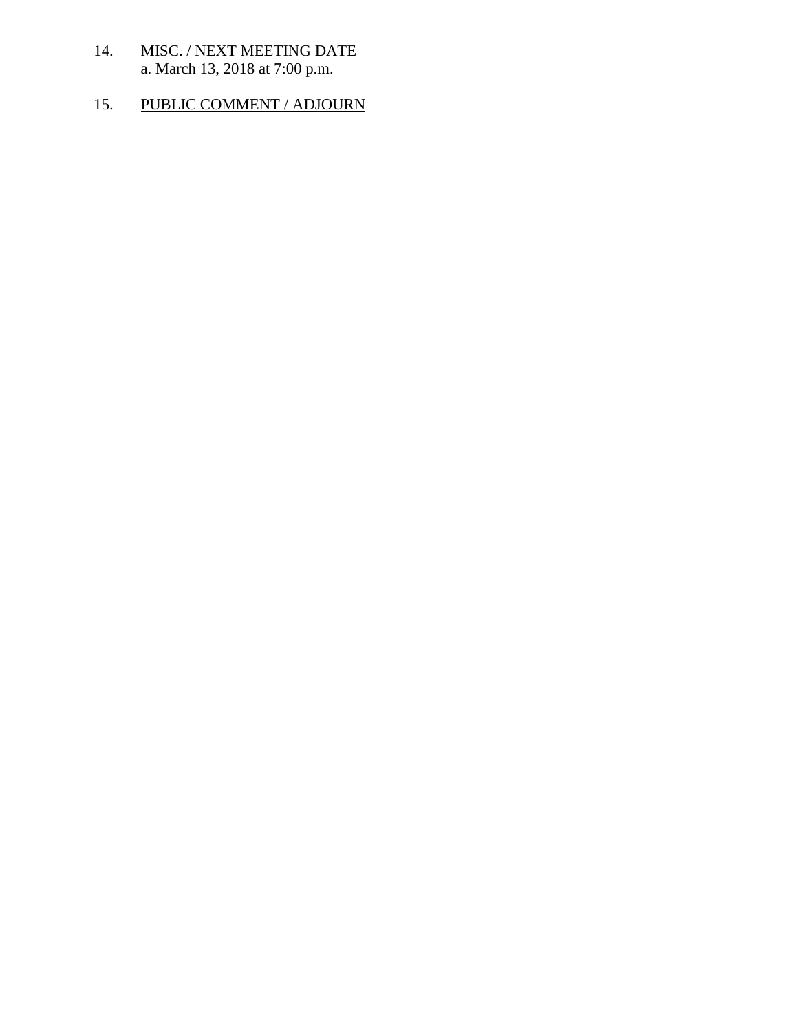14. MISC. / NEXT MEETING DATE
    a. March 13, 2018 at 7:00 p.m.

15. PUBLIC COMMENT / ADJOURN